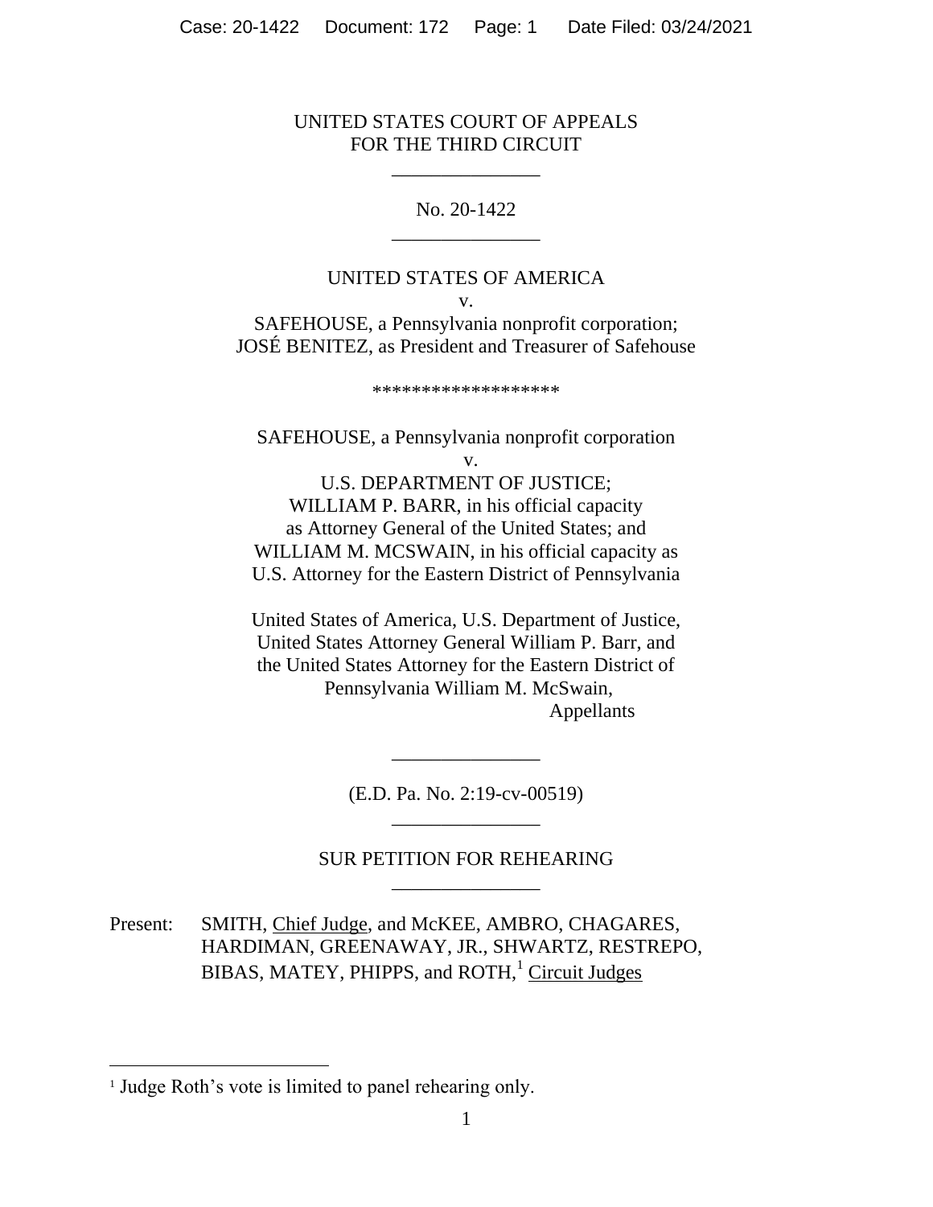UNITED STATES COURT OF APPEALS
FOR THE THIRD CIRCUIT

\_\_\_\_\_\_\_\_\_\_\_\_\_\_\_

No. 20-1422

\_\_\_\_\_\_\_\_\_\_\_\_\_\_\_

UNITED STATES OF AMERICA
v.
SAFEHOUSE, a Pennsylvania nonprofit corporation;
JOSÉ BENITEZ, as President and Treasurer of Safehouse

\*\*\*\*\*\*\*\*\*\*\*\*\*\*\*\*\*\*\*

SAFEHOUSE, a Pennsylvania nonprofit corporation
v.
U.S. DEPARTMENT OF JUSTICE;
WILLIAM P. BARR, in his official capacity
as Attorney General of the United States; and
WILLIAM M. MCSWAIN, in his official capacity as
U.S. Attorney for the Eastern District of Pennsylvania

United States of America, U.S. Department of Justice,
United States Attorney General William P. Barr, and
the United States Attorney for the Eastern District of
Pennsylvania William M. McSwain,
Appellants

\_\_\_\_\_\_\_\_\_\_\_\_\_\_\_

(E.D. Pa. No. 2:19-cv-00519)

\_\_\_\_\_\_\_\_\_\_\_\_\_\_\_

SUR PETITION FOR REHEARING

\_\_\_\_\_\_\_\_\_\_\_\_\_\_\_

Present: SMITH, Chief Judge, and McKEE, AMBRO, CHAGARES, HARDIMAN, GREENAWAY, JR., SHWARTZ, RESTREPO, BIBAS, MATEY, PHIPPS, and ROTH,[1] Circuit Judges

[1] Judge Roth's vote is limited to panel rehearing only.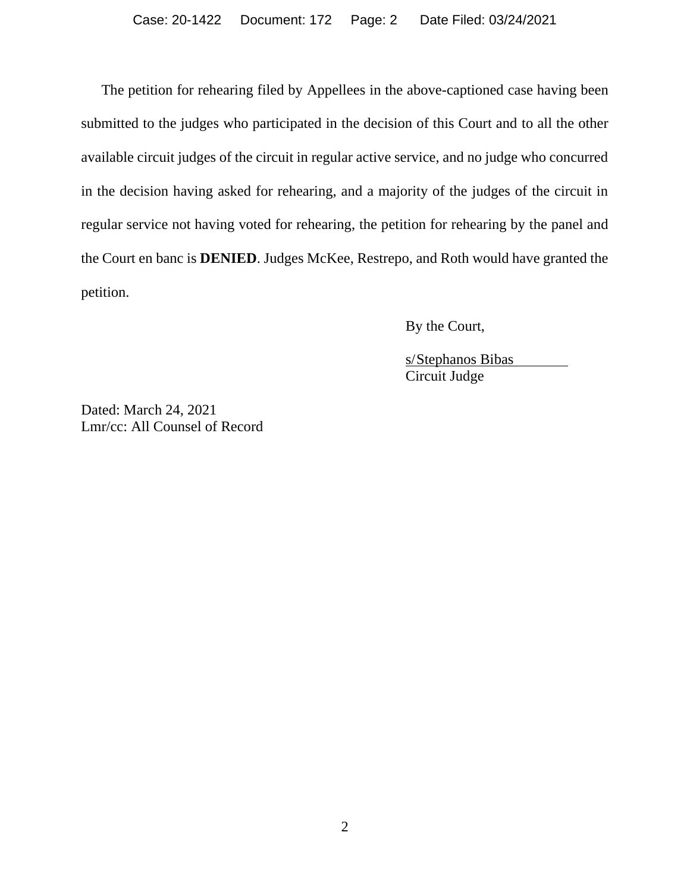The petition for rehearing filed by Appellees in the above-captioned case having been submitted to the judges who participated in the decision of this Court and to all the other available circuit judges of the circuit in regular active service, and no judge who concurred in the decision having asked for rehearing, and a majority of the judges of the circuit in regular service not having voted for rehearing, the petition for rehearing by the panel and the Court en banc is **DENIED**. Judges McKee, Restrepo, and Roth would have granted the petition.

By the Court,

s/Stephanos Bibas
Circuit Judge

Dated: March 24, 2021
Lmr/cc: All Counsel of Record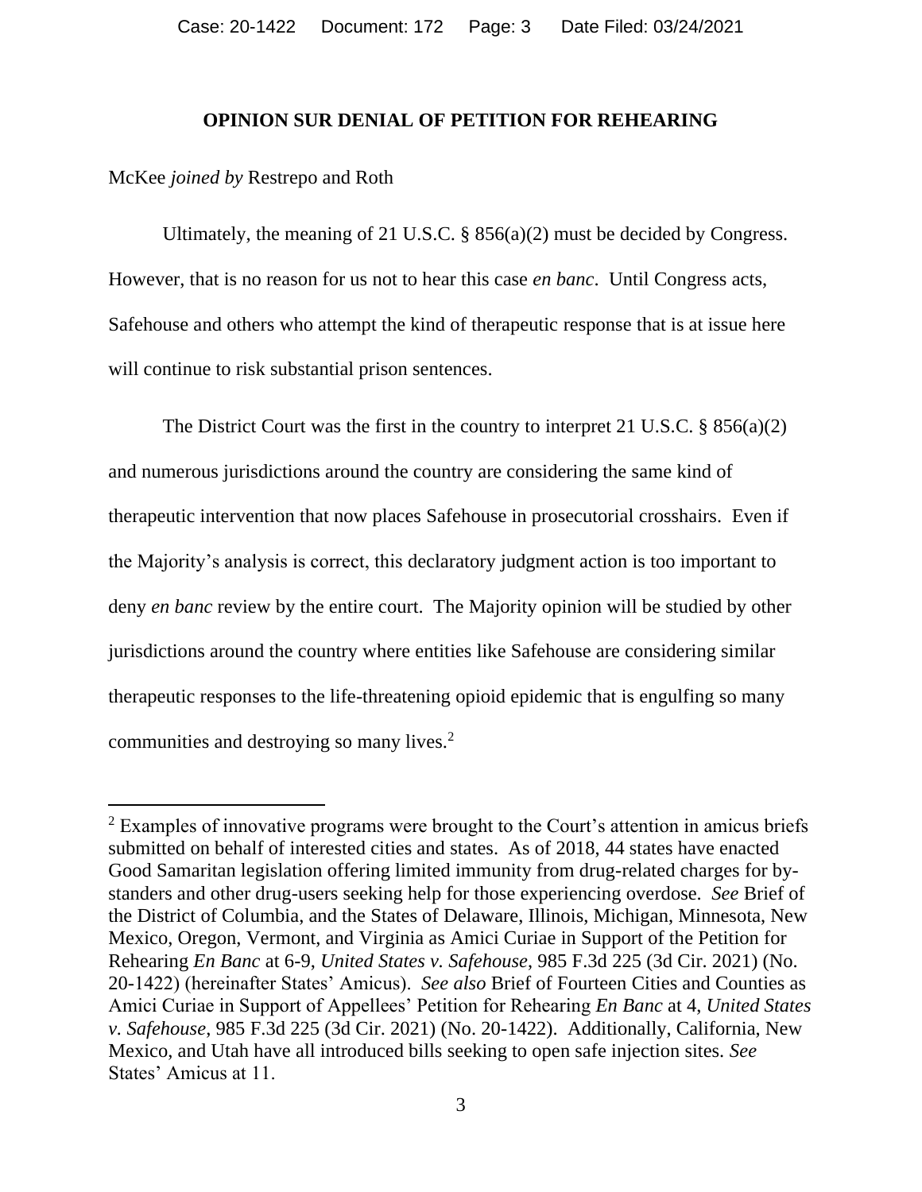## OPINION SUR DENIAL OF PETITION FOR REHEARING

McKee *joined by* Restrepo and Roth

Ultimately, the meaning of 21 U.S.C. § 856(a)(2) must be decided by Congress. However, that is no reason for us not to hear this case *en banc*. Until Congress acts, Safehouse and others who attempt the kind of therapeutic response that is at issue here will continue to risk substantial prison sentences.

The District Court was the first in the country to interpret 21 U.S.C. § 856(a)(2) and numerous jurisdictions around the country are considering the same kind of therapeutic intervention that now places Safehouse in prosecutorial crosshairs. Even if the Majority's analysis is correct, this declaratory judgment action is too important to deny *en banc* review by the entire court. The Majority opinion will be studied by other jurisdictions around the country where entities like Safehouse are considering similar therapeutic responses to the life-threatening opioid epidemic that is engulfing so many communities and destroying so many lives.[2]

[2] Examples of innovative programs were brought to the Court's attention in amicus briefs submitted on behalf of interested cities and states. As of 2018, 44 states have enacted Good Samaritan legislation offering limited immunity from drug-related charges for by-standers and other drug-users seeking help for those experiencing overdose. *See* Brief of the District of Columbia, and the States of Delaware, Illinois, Michigan, Minnesota, New Mexico, Oregon, Vermont, and Virginia as Amici Curiae in Support of the Petition for Rehearing *En Banc* at 6-9, *United States v. Safehouse*, 985 F.3d 225 (3d Cir. 2021) (No. 20-1422) (hereinafter States' Amicus). *See also* Brief of Fourteen Cities and Counties as Amici Curiae in Support of Appellees' Petition for Rehearing *En Banc* at 4, *United States v. Safehouse*, 985 F.3d 225 (3d Cir. 2021) (No. 20-1422). Additionally, California, New Mexico, and Utah have all introduced bills seeking to open safe injection sites. *See* States' Amicus at 11.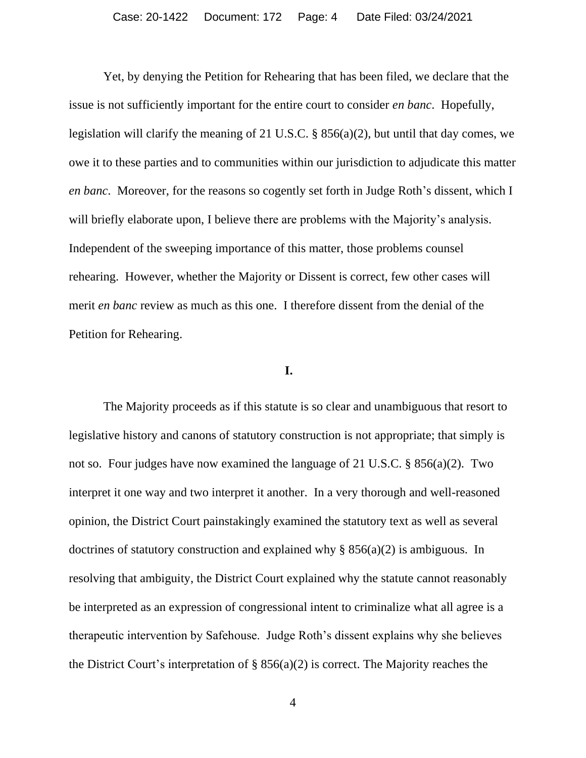Yet, by denying the Petition for Rehearing that has been filed, we declare that the issue is not sufficiently important for the entire court to consider *en banc*. Hopefully, legislation will clarify the meaning of 21 U.S.C. § 856(a)(2), but until that day comes, we owe it to these parties and to communities within our jurisdiction to adjudicate this matter *en banc*. Moreover, for the reasons so cogently set forth in Judge Roth's dissent, which I will briefly elaborate upon, I believe there are problems with the Majority's analysis. Independent of the sweeping importance of this matter, those problems counsel rehearing. However, whether the Majority or Dissent is correct, few other cases will merit *en banc* review as much as this one. I therefore dissent from the denial of the Petition for Rehearing.

**I.**

The Majority proceeds as if this statute is so clear and unambiguous that resort to legislative history and canons of statutory construction is not appropriate; that simply is not so. Four judges have now examined the language of 21 U.S.C. § 856(a)(2). Two interpret it one way and two interpret it another. In a very thorough and well-reasoned opinion, the District Court painstakingly examined the statutory text as well as several doctrines of statutory construction and explained why § 856(a)(2) is ambiguous. In resolving that ambiguity, the District Court explained why the statute cannot reasonably be interpreted as an expression of congressional intent to criminalize what all agree is a therapeutic intervention by Safehouse. Judge Roth's dissent explains why she believes the District Court's interpretation of § 856(a)(2) is correct. The Majority reaches the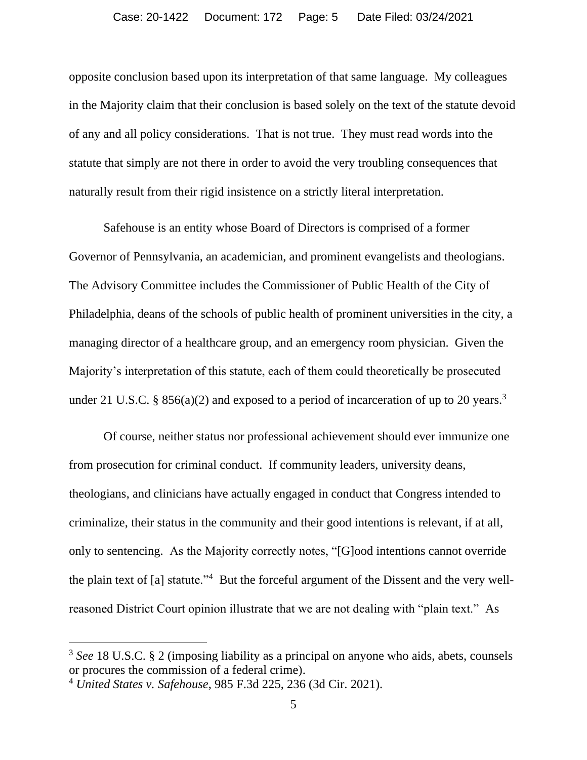opposite conclusion based upon its interpretation of that same language. My colleagues in the Majority claim that their conclusion is based solely on the text of the statute devoid of any and all policy considerations. That is not true. They must read words into the statute that simply are not there in order to avoid the very troubling consequences that naturally result from their rigid insistence on a strictly literal interpretation.

Safehouse is an entity whose Board of Directors is comprised of a former Governor of Pennsylvania, an academician, and prominent evangelists and theologians. The Advisory Committee includes the Commissioner of Public Health of the City of Philadelphia, deans of the schools of public health of prominent universities in the city, a managing director of a healthcare group, and an emergency room physician. Given the Majority's interpretation of this statute, each of them could theoretically be prosecuted under 21 U.S.C. § 856(a)(2) and exposed to a period of incarceration of up to 20 years.[3]

Of course, neither status nor professional achievement should ever immunize one from prosecution for criminal conduct. If community leaders, university deans, theologians, and clinicians have actually engaged in conduct that Congress intended to criminalize, their status in the community and their good intentions is relevant, if at all, only to sentencing. As the Majority correctly notes, "[G]ood intentions cannot override the plain text of [a] statute."[4] But the forceful argument of the Dissent and the very well-reasoned District Court opinion illustrate that we are not dealing with "plain text." As

---

[3] *See* 18 U.S.C. § 2 (imposing liability as a principal on anyone who aids, abets, counsels or procures the commission of a federal crime).

[4] *United States v. Safehouse*, 985 F.3d 225, 236 (3d Cir. 2021).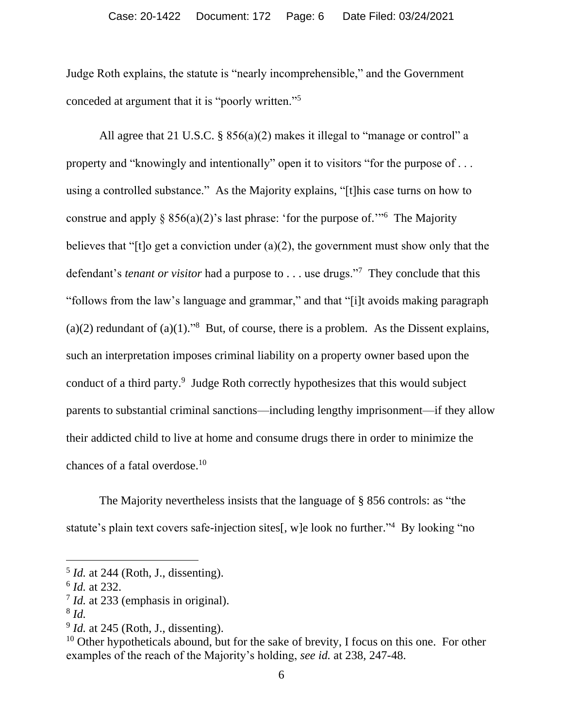Judge Roth explains, the statute is "nearly incomprehensible," and the Government conceded at argument that it is "poorly written."[5]

All agree that 21 U.S.C. § 856(a)(2) makes it illegal to "manage or control" a property and "knowingly and intentionally" open it to visitors "for the purpose of . . . using a controlled substance." As the Majority explains, "[t]his case turns on how to construe and apply § 856(a)(2)'s last phrase: 'for the purpose of.'"[6] The Majority believes that "[t]o get a conviction under (a)(2), the government must show only that the defendant's *tenant or visitor* had a purpose to . . . use drugs."[7] They conclude that this "follows from the law's language and grammar," and that "[i]t avoids making paragraph (a)(2) redundant of (a)(1)."[8] But, of course, there is a problem. As the Dissent explains, such an interpretation imposes criminal liability on a property owner based upon the conduct of a third party.[9] Judge Roth correctly hypothesizes that this would subject parents to substantial criminal sanctions—including lengthy imprisonment—if they allow their addicted child to live at home and consume drugs there in order to minimize the chances of a fatal overdose.[10]

The Majority nevertheless insists that the language of § 856 controls: as "the statute's plain text covers safe-injection sites[, w]e look no further."[4] By looking "no

---

[5] *Id.* at 244 (Roth, J., dissenting).

[6] *Id.* at 232.

[7] *Id.* at 233 (emphasis in original).

[8] *Id.*

[9] *Id.* at 245 (Roth, J., dissenting).

[10] Other hypotheticals abound, but for the sake of brevity, I focus on this one. For other examples of the reach of the Majority's holding, *see id.* at 238, 247-48.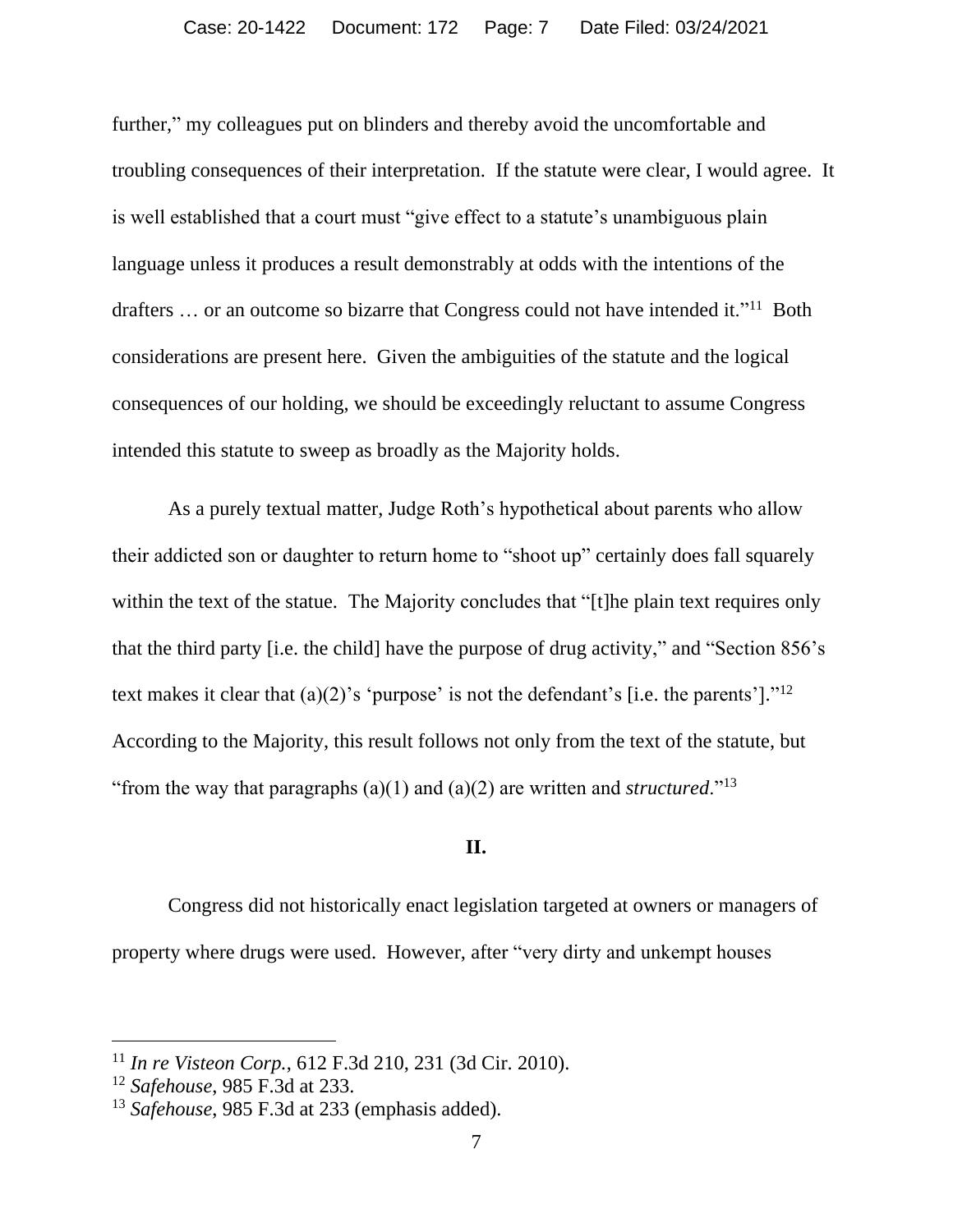further," my colleagues put on blinders and thereby avoid the uncomfortable and troubling consequences of their interpretation. If the statute were clear, I would agree. It is well established that a court must "give effect to a statute's unambiguous plain language unless it produces a result demonstrably at odds with the intentions of the drafters … or an outcome so bizarre that Congress could not have intended it."[11] Both considerations are present here. Given the ambiguities of the statute and the logical consequences of our holding, we should be exceedingly reluctant to assume Congress intended this statute to sweep as broadly as the Majority holds.

As a purely textual matter, Judge Roth's hypothetical about parents who allow their addicted son or daughter to return home to "shoot up" certainly does fall squarely within the text of the statue. The Majority concludes that "[t]he plain text requires only that the third party [i.e. the child] have the purpose of drug activity," and "Section 856's text makes it clear that (a)(2)'s 'purpose' is not the defendant's [i.e. the parents']."[12] According to the Majority, this result follows not only from the text of the statute, but "from the way that paragraphs (a)(1) and (a)(2) are written and *structured*."[13]

**II.**

Congress did not historically enact legislation targeted at owners or managers of property where drugs were used. However, after "very dirty and unkempt houses

---

[11] *In re Visteon Corp.*, 612 F.3d 210, 231 (3d Cir. 2010).

[12] *Safehouse*, 985 F.3d at 233.

[13] *Safehouse*, 985 F.3d at 233 (emphasis added).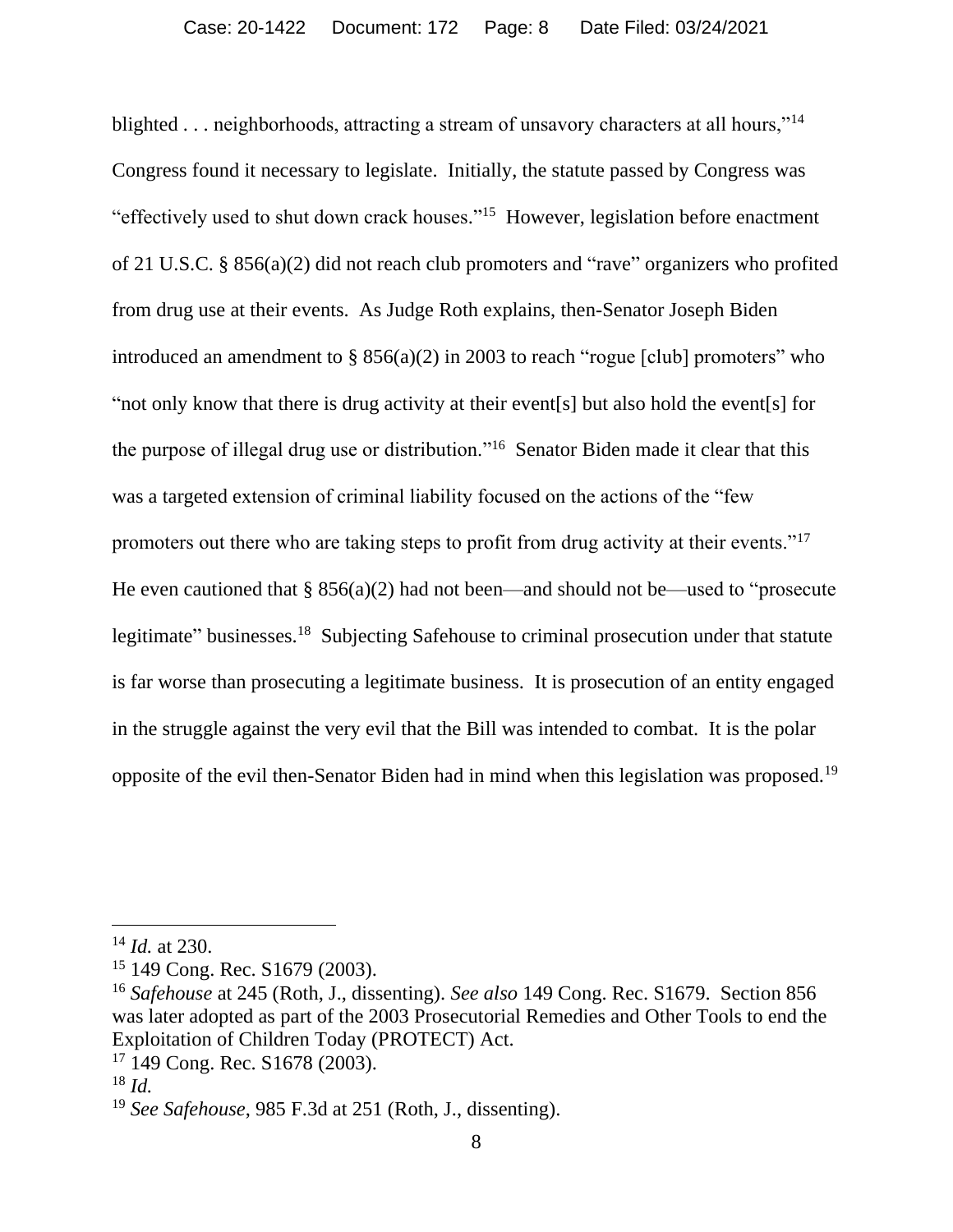blighted . . . neighborhoods, attracting a stream of unsavory characters at all hours,"[14] Congress found it necessary to legislate. Initially, the statute passed by Congress was "effectively used to shut down crack houses."[15] However, legislation before enactment of 21 U.S.C. § 856(a)(2) did not reach club promoters and "rave" organizers who profited from drug use at their events. As Judge Roth explains, then-Senator Joseph Biden introduced an amendment to § 856(a)(2) in 2003 to reach "rogue [club] promoters" who "not only know that there is drug activity at their event[s] but also hold the event[s] for the purpose of illegal drug use or distribution."[16] Senator Biden made it clear that this was a targeted extension of criminal liability focused on the actions of the "few promoters out there who are taking steps to profit from drug activity at their events."[17] He even cautioned that § 856(a)(2) had not been—and should not be—used to "prosecute legitimate" businesses.[18] Subjecting Safehouse to criminal prosecution under that statute is far worse than prosecuting a legitimate business. It is prosecution of an entity engaged in the struggle against the very evil that the Bill was intended to combat. It is the polar opposite of the evil then-Senator Biden had in mind when this legislation was proposed.[19]

---

[14] *Id.* at 230.

[15] 149 Cong. Rec. S1679 (2003).

[16] *Safehouse* at 245 (Roth, J., dissenting). *See also* 149 Cong. Rec. S1679. Section 856 was later adopted as part of the 2003 Prosecutorial Remedies and Other Tools to end the Exploitation of Children Today (PROTECT) Act.

[17] 149 Cong. Rec. S1678 (2003).

[18] *Id.*

[19] *See Safehouse*, 985 F.3d at 251 (Roth, J., dissenting).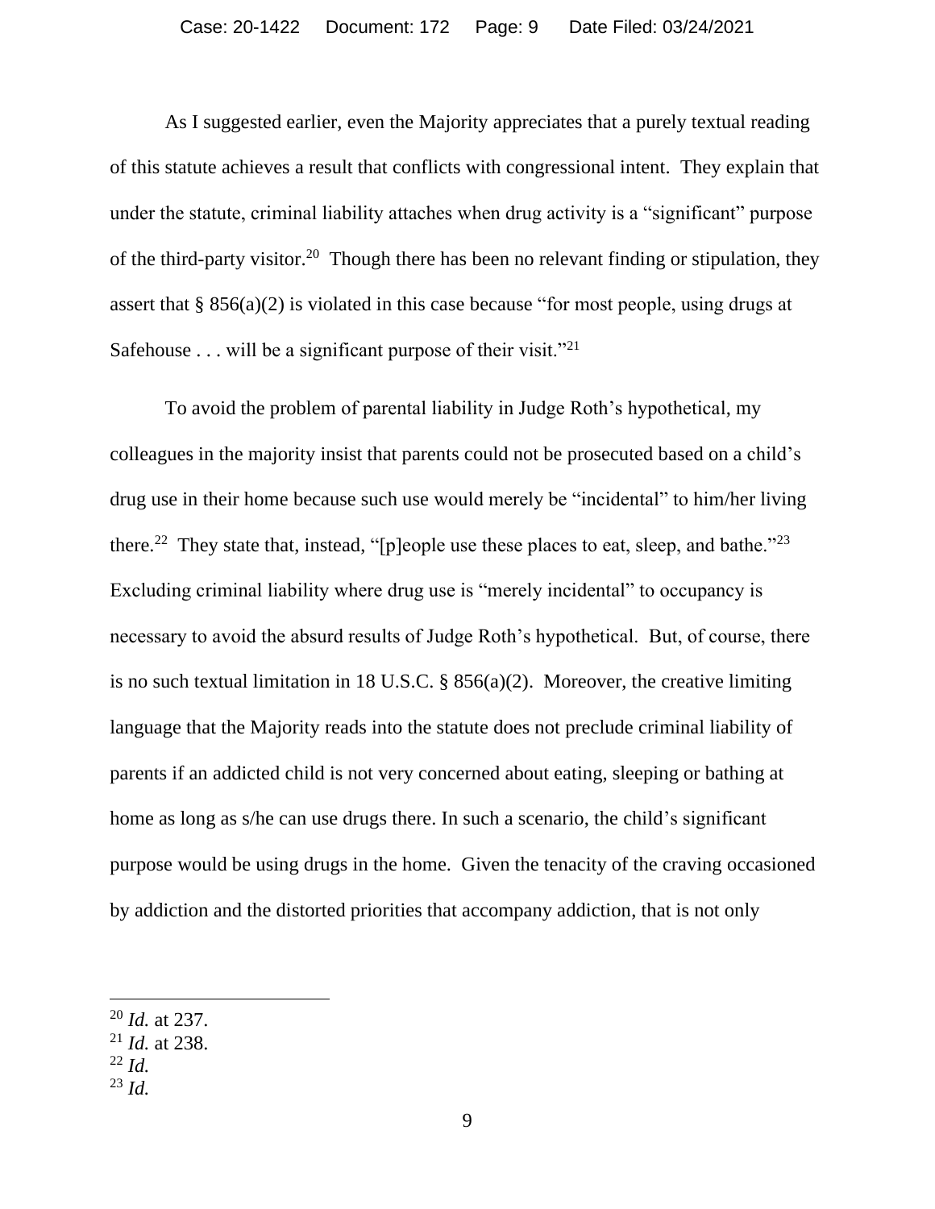As I suggested earlier, even the Majority appreciates that a purely textual reading of this statute achieves a result that conflicts with congressional intent. They explain that under the statute, criminal liability attaches when drug activity is a "significant" purpose of the third-party visitor.[20] Though there has been no relevant finding or stipulation, they assert that § 856(a)(2) is violated in this case because "for most people, using drugs at Safehouse . . . will be a significant purpose of their visit."[21]

To avoid the problem of parental liability in Judge Roth's hypothetical, my colleagues in the majority insist that parents could not be prosecuted based on a child's drug use in their home because such use would merely be "incidental" to him/her living there.[22] They state that, instead, "[p]eople use these places to eat, sleep, and bathe."[23] Excluding criminal liability where drug use is "merely incidental" to occupancy is necessary to avoid the absurd results of Judge Roth's hypothetical. But, of course, there is no such textual limitation in 18 U.S.C. § 856(a)(2). Moreover, the creative limiting language that the Majority reads into the statute does not preclude criminal liability of parents if an addicted child is not very concerned about eating, sleeping or bathing at home as long as s/he can use drugs there. In such a scenario, the child's significant purpose would be using drugs in the home. Given the tenacity of the craving occasioned by addiction and the distorted priorities that accompany addiction, that is not only

---

[20] *Id.* at 237.
[21] *Id.* at 238.
[22] *Id.*
[23] *Id.*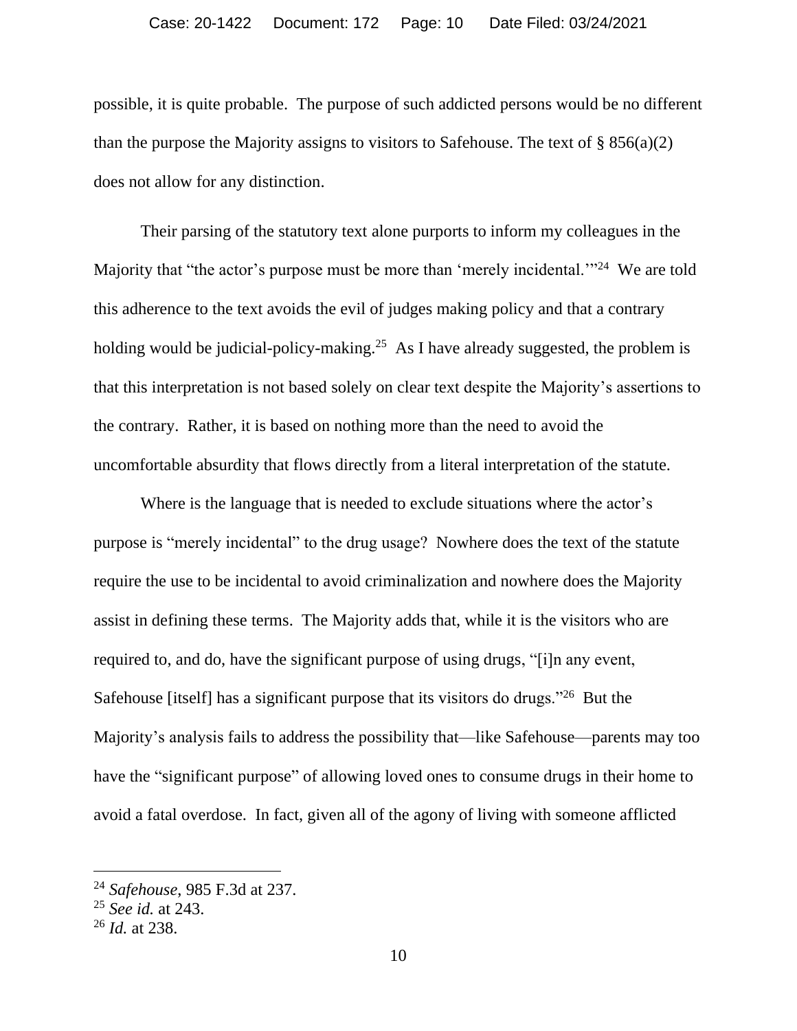possible, it is quite probable. The purpose of such addicted persons would be no different than the purpose the Majority assigns to visitors to Safehouse. The text of § 856(a)(2) does not allow for any distinction.

Their parsing of the statutory text alone purports to inform my colleagues in the Majority that "the actor's purpose must be more than 'merely incidental.'"[24] We are told this adherence to the text avoids the evil of judges making policy and that a contrary holding would be judicial-policy-making.[25] As I have already suggested, the problem is that this interpretation is not based solely on clear text despite the Majority's assertions to the contrary. Rather, it is based on nothing more than the need to avoid the uncomfortable absurdity that flows directly from a literal interpretation of the statute.

Where is the language that is needed to exclude situations where the actor's purpose is "merely incidental" to the drug usage? Nowhere does the text of the statute require the use to be incidental to avoid criminalization and nowhere does the Majority assist in defining these terms. The Majority adds that, while it is the visitors who are required to, and do, have the significant purpose of using drugs, "[i]n any event, Safehouse [itself] has a significant purpose that its visitors do drugs."[26] But the Majority's analysis fails to address the possibility that—like Safehouse—parents may too have the "significant purpose" of allowing loved ones to consume drugs in their home to avoid a fatal overdose. In fact, given all of the agony of living with someone afflicted

---

[24] *Safehouse*, 985 F.3d at 237.

[25] *See id.* at 243.

[26] *Id.* at 238.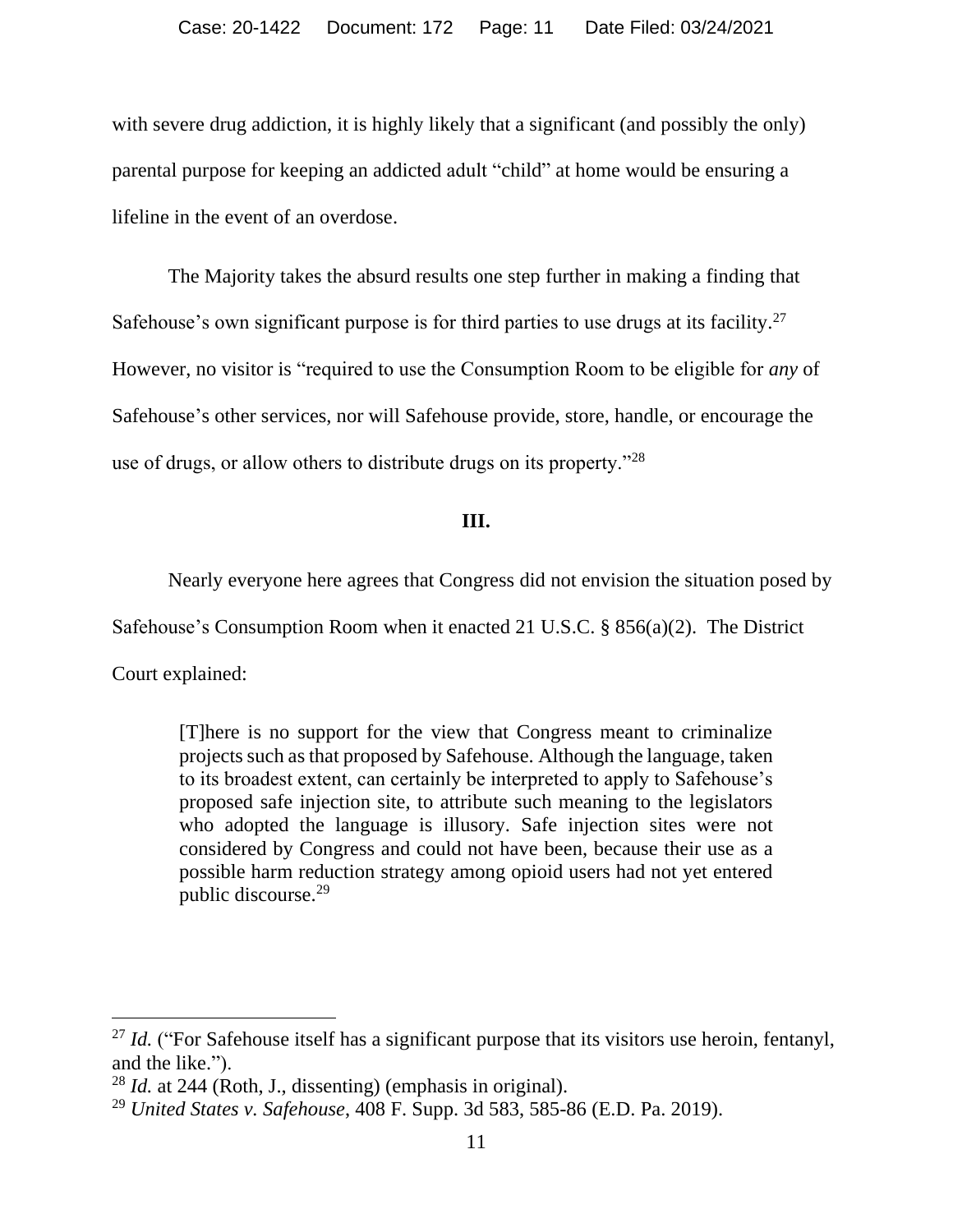with severe drug addiction, it is highly likely that a significant (and possibly the only) parental purpose for keeping an addicted adult "child" at home would be ensuring a lifeline in the event of an overdose.

The Majority takes the absurd results one step further in making a finding that Safehouse's own significant purpose is for third parties to use drugs at its facility.[27] However, no visitor is "required to use the Consumption Room to be eligible for *any* of Safehouse's other services, nor will Safehouse provide, store, handle, or encourage the use of drugs, or allow others to distribute drugs on its property."[28]

### III.

Nearly everyone here agrees that Congress did not envision the situation posed by Safehouse's Consumption Room when it enacted 21 U.S.C. § 856(a)(2). The District Court explained:

> [T]here is no support for the view that Congress meant to criminalize projects such as that proposed by Safehouse. Although the language, taken to its broadest extent, can certainly be interpreted to apply to Safehouse's proposed safe injection site, to attribute such meaning to the legislators who adopted the language is illusory. Safe injection sites were not considered by Congress and could not have been, because their use as a possible harm reduction strategy among opioid users had not yet entered public discourse.[29]

---

[27] *Id.* ("For Safehouse itself has a significant purpose that its visitors use heroin, fentanyl, and the like.").

[28] *Id.* at 244 (Roth, J., dissenting) (emphasis in original).

[29] *United States v. Safehouse*, 408 F. Supp. 3d 583, 585-86 (E.D. Pa. 2019).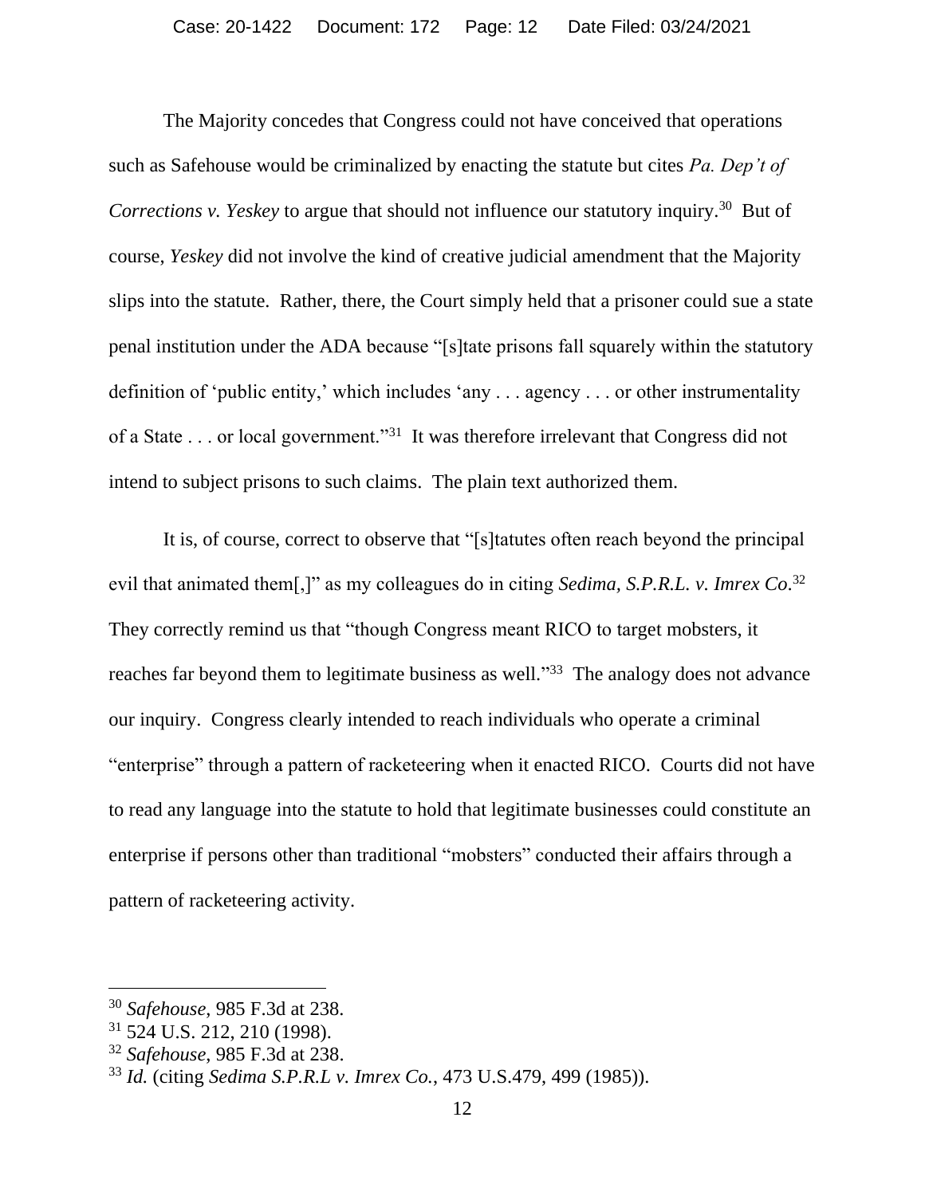The Majority concedes that Congress could not have conceived that operations such as Safehouse would be criminalized by enacting the statute but cites *Pa. Dep't of Corrections v. Yeskey* to argue that should not influence our statutory inquiry.[30] But of course, *Yeskey* did not involve the kind of creative judicial amendment that the Majority slips into the statute. Rather, there, the Court simply held that a prisoner could sue a state penal institution under the ADA because "[s]tate prisons fall squarely within the statutory definition of 'public entity,' which includes 'any . . . agency . . . or other instrumentality of a State . . . or local government."[31] It was therefore irrelevant that Congress did not intend to subject prisons to such claims. The plain text authorized them.

It is, of course, correct to observe that "[s]tatutes often reach beyond the principal evil that animated them[,]" as my colleagues do in citing *Sedima, S.P.R.L. v. Imrex Co*.[32] They correctly remind us that "though Congress meant RICO to target mobsters, it reaches far beyond them to legitimate business as well."[33] The analogy does not advance our inquiry. Congress clearly intended to reach individuals who operate a criminal "enterprise" through a pattern of racketeering when it enacted RICO. Courts did not have to read any language into the statute to hold that legitimate businesses could constitute an enterprise if persons other than traditional "mobsters" conducted their affairs through a pattern of racketeering activity.

---

[30] *Safehouse*, 985 F.3d at 238.

[31] 524 U.S. 212, 210 (1998).

[32] *Safehouse*, 985 F.3d at 238.

[33] *Id.* (citing *Sedima S.P.R.L v. Imrex Co.*, 473 U.S.479, 499 (1985)).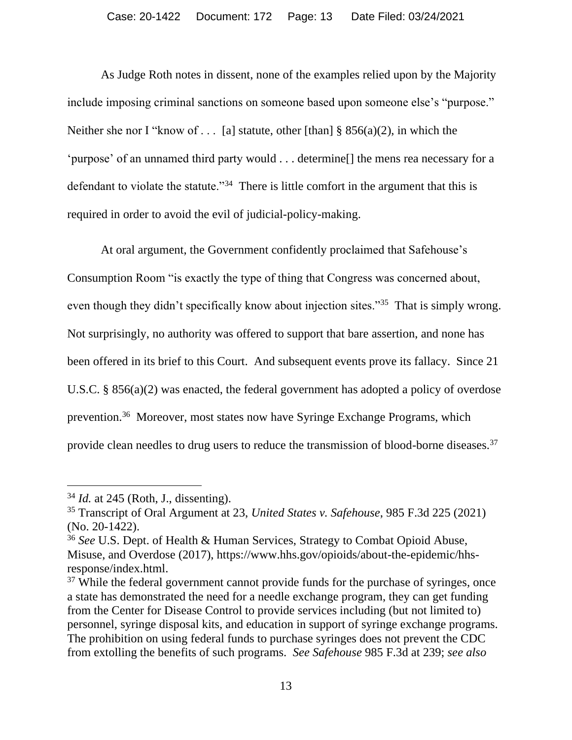As Judge Roth notes in dissent, none of the examples relied upon by the Majority include imposing criminal sanctions on someone based upon someone else's "purpose." Neither she nor I "know of . . . [a] statute, other [than] § 856(a)(2), in which the 'purpose' of an unnamed third party would . . . determine[] the mens rea necessary for a defendant to violate the statute."[34] There is little comfort in the argument that this is required in order to avoid the evil of judicial-policy-making.

At oral argument, the Government confidently proclaimed that Safehouse's Consumption Room "is exactly the type of thing that Congress was concerned about, even though they didn't specifically know about injection sites."[35] That is simply wrong. Not surprisingly, no authority was offered to support that bare assertion, and none has been offered in its brief to this Court. And subsequent events prove its fallacy. Since 21 U.S.C. § 856(a)(2) was enacted, the federal government has adopted a policy of overdose prevention.[36] Moreover, most states now have Syringe Exchange Programs, which provide clean needles to drug users to reduce the transmission of blood-borne diseases.[37]

---

[34] *Id.* at 245 (Roth, J., dissenting).

[35] Transcript of Oral Argument at 23, *United States v. Safehouse*, 985 F.3d 225 (2021) (No. 20-1422).

[36] *See* U.S. Dept. of Health & Human Services, Strategy to Combat Opioid Abuse, Misuse, and Overdose (2017), https://www.hhs.gov/opioids/about-the-epidemic/hhs-response/index.html.

[37] While the federal government cannot provide funds for the purchase of syringes, once a state has demonstrated the need for a needle exchange program, they can get funding from the Center for Disease Control to provide services including (but not limited to) personnel, syringe disposal kits, and education in support of syringe exchange programs. The prohibition on using federal funds to purchase syringes does not prevent the CDC from extolling the benefits of such programs. *See Safehouse* 985 F.3d at 239; *see also*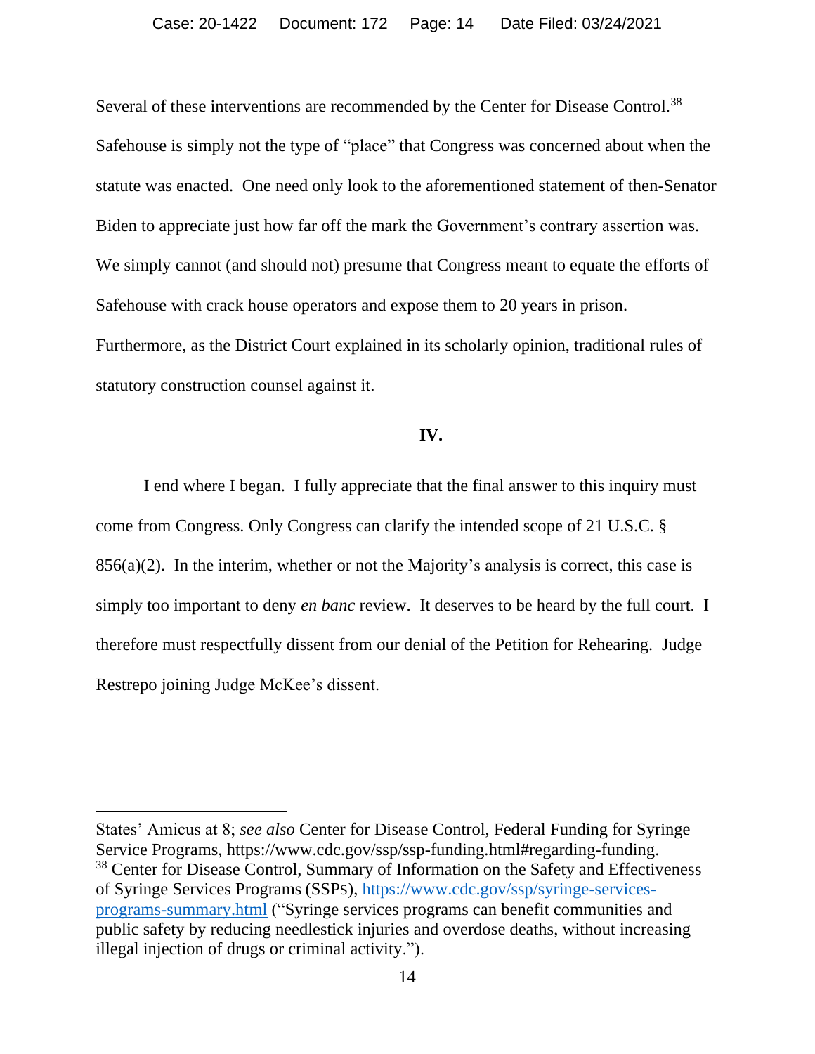Several of these interventions are recommended by the Center for Disease Control.[38] Safehouse is simply not the type of "place" that Congress was concerned about when the statute was enacted. One need only look to the aforementioned statement of then-Senator Biden to appreciate just how far off the mark the Government's contrary assertion was. We simply cannot (and should not) presume that Congress meant to equate the efforts of Safehouse with crack house operators and expose them to 20 years in prison. Furthermore, as the District Court explained in its scholarly opinion, traditional rules of statutory construction counsel against it.

**IV.**

I end where I began. I fully appreciate that the final answer to this inquiry must come from Congress. Only Congress can clarify the intended scope of 21 U.S.C. § 856(a)(2). In the interim, whether or not the Majority's analysis is correct, this case is simply too important to deny *en banc* review. It deserves to be heard by the full court. I therefore must respectfully dissent from our denial of the Petition for Rehearing. Judge Restrepo joining Judge McKee's dissent.

---

States' Amicus at 8; *see also* Center for Disease Control, Federal Funding for Syringe Service Programs, https://www.cdc.gov/ssp/ssp-funding.html#regarding-funding.

[38] Center for Disease Control, Summary of Information on the Safety and Effectiveness of Syringe Services Programs (SSPs), https://www.cdc.gov/ssp/syringe-services-programs-summary.html ("Syringe services programs can benefit communities and public safety by reducing needlestick injuries and overdose deaths, without increasing illegal injection of drugs or criminal activity.").